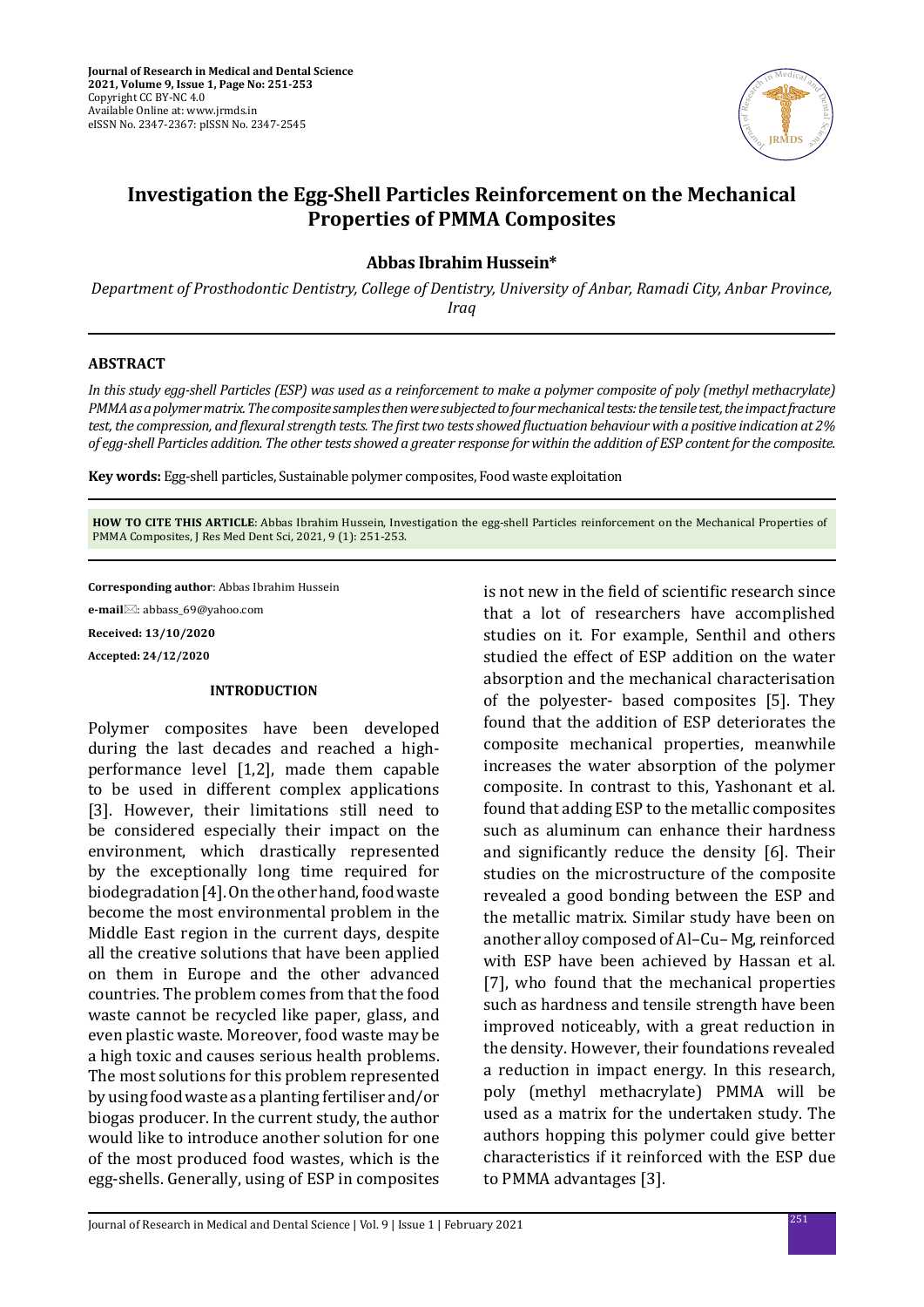# Investigation the Egg-Shell Particles Reinforcement on the Mechanical Properties of PMMA Composites

**Abbas Ibrahim Hussein***

*Department of Prosthodontic Dentistry, College of Dentistry, University of Anbar, Ramadi City, Anbar Province, Iraq*

## ABSTRACT

*In this study egg-shell Particles (ESP) was used as a reinforcement to make a polymer composite of poly (methyl methacrylate) PMMA as a polymer matrix. The composite samples then were subjected to four mechanical tests: the tensile test, the impact fracture test, the compression, and flexural strength tests. The first two tests showed fluctuation behaviour with a positive indication at 2% of egg-shell Particles addition. The other tests showed a greater response for within the addition of ESP content for the composite.*

**Key words:** Egg-shell particles, Sustainable polymer composites, Food waste exploitation

**HOW TO CITE THIS ARTICLE**: Abbas Ibrahim Hussein, Investigation the egg-shell Particles reinforcement on the Mechanical Properties of PMMA Composites, J Res Med Dent Sci, 2021, 9 (1): 251-253.

**Corresponding author**: Abbas Ibrahim Hussein

**e-mail**: abbass_69@yahoo.com

**Received: 13/10/2020**

**Accepted: 24/12/2020**

## INTRODUCTION

Polymer composites have been developed during the last decades and reached a high-performance level [1,2], made them capable to be used in different complex applications [3]. However, their limitations still need to be considered especially their impact on the environment, which drastically represented by the exceptionally long time required for biodegradation [4]. On the other hand, food waste become the most environmental problem in the Middle East region in the current days, despite all the creative solutions that have been applied on them in Europe and the other advanced countries. The problem comes from that the food waste cannot be recycled like paper, glass, and even plastic waste. Moreover, food waste may be a high toxic and causes serious health problems. The most solutions for this problem represented by using food waste as a planting fertiliser and/or biogas producer. In the current study, the author would like to introduce another solution for one of the most produced food wastes, which is the egg-shells. Generally, using of ESP in composites is not new in the field of scientific research since that a lot of researchers have accomplished studies on it. For example, Senthil and others studied the effect of ESP addition on the water absorption and the mechanical characterisation of the polyester- based composites [5]. They found that the addition of ESP deteriorates the composite mechanical properties, meanwhile increases the water absorption of the polymer composite. In contrast to this, Yashonant et al. found that adding ESP to the metallic composites such as aluminum can enhance their hardness and significantly reduce the density [6]. Their studies on the microstructure of the composite revealed a good bonding between the ESP and the metallic matrix. Similar study have been on another alloy composed of Al–Cu– Mg, reinforced with ESP have been achieved by Hassan et al. [7], who found that the mechanical properties such as hardness and tensile strength have been improved noticeably, with a great reduction in the density. However, their foundations revealed a reduction in impact energy. In this research, poly (methyl methacrylate) PMMA will be used as a matrix for the undertaken study. The authors hopping this polymer could give better characteristics if it reinforced with the ESP due to PMMA advantages [3].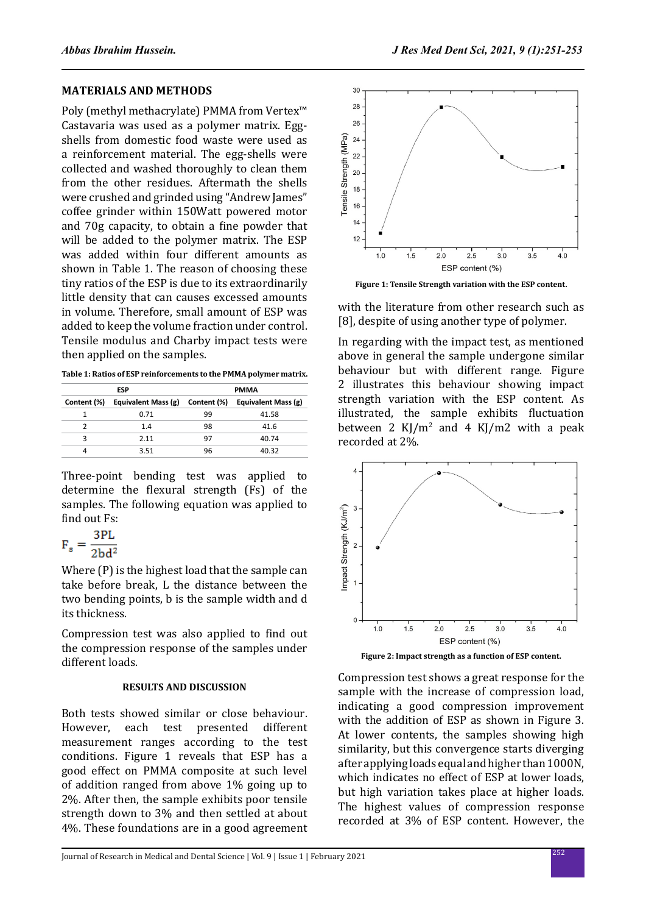## MATERIALS AND METHODS

Poly (methyl methacrylate) PMMA from Vertex™ Castavaria was used as a polymer matrix. Egg-shells from domestic food waste were used as a reinforcement material. The egg-shells were collected and washed thoroughly to clean them from the other residues. Aftermath the shells were crushed and grinded using "Andrew James" coffee grinder within 150Watt powered motor and 70g capacity, to obtain a fine powder that will be added to the polymer matrix. The ESP was added within four different amounts as shown in Table 1. The reason of choosing these tiny ratios of the ESP is due to its extraordinarily little density that can causes excessed amounts in volume. Therefore, small amount of ESP was added to keep the volume fraction under control. Tensile modulus and Charby impact tests were then applied on the samples.

**Table 1: Ratios of ESP reinforcements to the PMMA polymer matrix.**

| ESP | | PMMA | |
|---|---|---|---|
| Content (%) | Equivalent Mass (g) | Content (%) | Equivalent Mass (g) |
| 1 | 0.71 | 99 | 41.58 |
| 2 | 1.4 | 98 | 41.6 |
| 3 | 2.11 | 97 | 40.74 |
| 4 | 3.51 | 96 | 40.32 |

Three-point bending test was applied to determine the flexural strength (Fs) of the samples. The following equation was applied to find out Fs:

$$F_s = \frac{3PL}{2bd^2}$$

Where (P) is the highest load that the sample can take before break, L the distance between the two bending points, b is the sample width and d its thickness.

Compression test was also applied to find out the compression response of the samples under different loads.

## RESULTS AND DISCUSSION

Both tests showed similar or close behaviour. However, each test presented different measurement ranges according to the test conditions. Figure 1 reveals that ESP has a good effect on PMMA composite at such level of addition ranged from above 1% going up to 2%. After then, the sample exhibits poor tensile strength down to 3% and then settled at about 4%. These foundations are in a good agreement with the literature from other research such as [8], despite of using another type of polymer.

**Figure 1: Tensile Strength variation with the ESP content.**

In regarding with the impact test, as mentioned above in general the sample undergone similar behaviour but with different range. Figure 2 illustrates this behaviour showing impact strength variation with the ESP content. As illustrated, the sample exhibits fluctuation between 2 $KJ/m^2$ and 4 KJ/m2 with a peak recorded at 2%.

**Figure 2: Impact strength as a function of ESP content.**

Compression test shows a great response for the sample with the increase of compression load, indicating a good compression improvement with the addition of ESP as shown in Figure 3. At lower contents, the samples showing high similarity, but this convergence starts diverging after applying loads equal and higher than 1000N, which indicates no effect of ESP at lower loads, but high variation takes place at higher loads. The highest values of compression response recorded at 3% of ESP content. However, the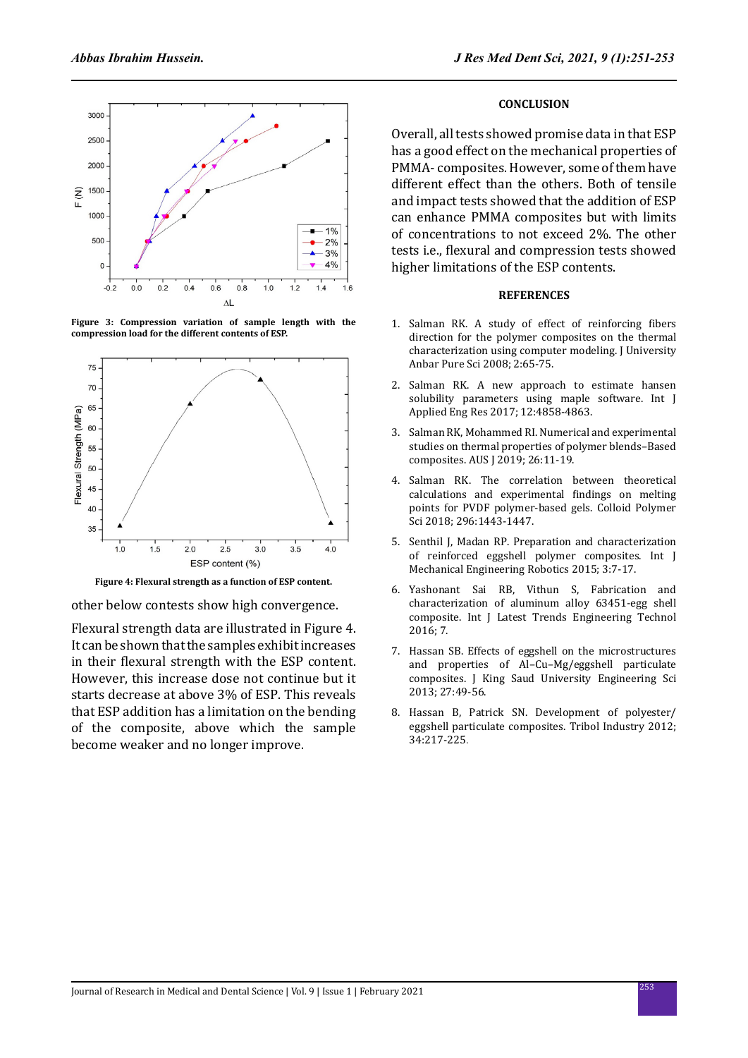F (N)

3000

2500

2000

1500

1000

500

0

-0.2 0.0 0.2 0.4 0.6 0.8 1.0 1.2 1.4 1.6

ΔL

1%

2%

3%

4%

**Figure 3: Compression variation of sample length with the compression load for the different contents of ESP.**

Flexural Strength (MPa)

75

70

65

60

55

50

45

40

35

1.0 1.5 2.0 2.5 3.0 3.5 4.0

ESP content (%)

**Figure 4: Flexural strength as a function of ESP content.**

other below contests show high convergence.

Flexural strength data are illustrated in Figure 4. It can be shown that the samples exhibit increases in their flexural strength with the ESP content. However, this increase dose not continue but it starts decrease at above 3% of ESP. This reveals that ESP addition has a limitation on the bending of the composite, above which the sample become weaker and no longer improve.

## CONCLUSION

Overall, all tests showed promise data in that ESP has a good effect on the mechanical properties of PMMA- composites. However, some of them have different effect than the others. Both of tensile and impact tests showed that the addition of ESP can enhance PMMA composites but with limits of concentrations to not exceed 2%. The other tests i.e., flexural and compression tests showed higher limitations of the ESP contents.

## REFERENCES

1. Salman RK. A study of effect of reinforcing fibers direction for the polymer composites on the thermal characterization using computer modeling. J University Anbar Pure Sci 2008; 2:65-75.
2. Salman RK. A new approach to estimate hansen solubility parameters using maple software. Int J Applied Eng Res 2017; 12:4858-4863.
3. Salman RK, Mohammed RI. Numerical and experimental studies on thermal properties of polymer blends–Based composites. AUS J 2019; 26:11-19.
4. Salman RK. The correlation between theoretical calculations and experimental findings on melting points for PVDF polymer-based gels. Colloid Polymer Sci 2018; 296:1443-1447.
5. Senthil J, Madan RP. Preparation and characterization of reinforced eggshell polymer composites. Int J Mechanical Engineering Robotics 2015; 3:7-17.
6. Yashonant Sai RB, Vithun S, Fabrication and characterization of aluminum alloy 63451-egg shell composite. Int J Latest Trends Engineering Technol 2016; 7.
7. Hassan SB. Effects of eggshell on the microstructures and properties of Al–Cu–Mg/eggshell particulate composites. J King Saud University Engineering Sci 2013; 27:49-56.
8. Hassan B, Patrick SN. Development of polyester/ eggshell particulate composites. Tribol Industry 2012; 34:217-225.